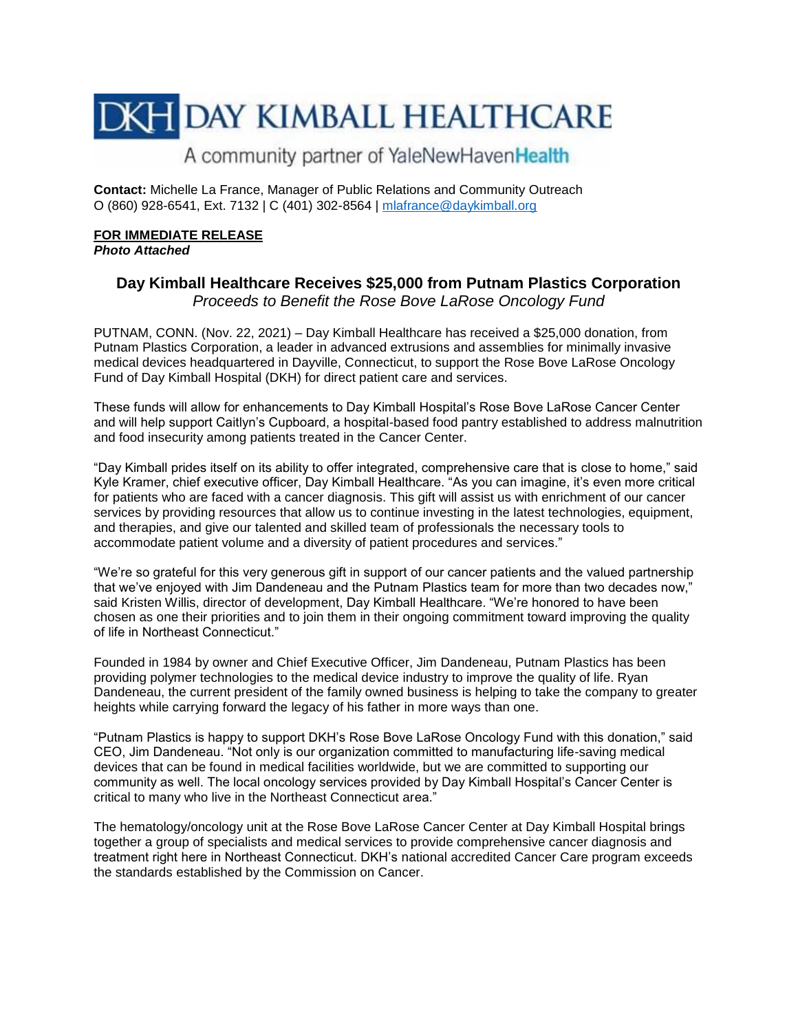# DKH DAY KIMBALL HEALTHCARE

A community partner of YaleNewHavenHealth

**Contact:** Michelle La France, Manager of Public Relations and Community Outreach
O (860) 928-6541, Ext. 7132 | C (401) 302-8564 | mlafrance@daykimball.org

**FOR IMMEDIATE RELEASE**
***Photo Attached***

## Day Kimball Healthcare Receives $25,000 from Putnam Plastics Corporation

*Proceeds to Benefit the Rose Bove LaRose Oncology Fund*

PUTNAM, CONN. (Nov. 22, 2021) – Day Kimball Healthcare has received a $25,000 donation, from Putnam Plastics Corporation, a leader in advanced extrusions and assemblies for minimally invasive medical devices headquartered in Dayville, Connecticut, to support the Rose Bove LaRose Oncology Fund of Day Kimball Hospital (DKH) for direct patient care and services.

These funds will allow for enhancements to Day Kimball Hospital's Rose Bove LaRose Cancer Center and will help support Caitlyn's Cupboard, a hospital-based food pantry established to address malnutrition and food insecurity among patients treated in the Cancer Center.

"Day Kimball prides itself on its ability to offer integrated, comprehensive care that is close to home," said Kyle Kramer, chief executive officer, Day Kimball Healthcare. "As you can imagine, it's even more critical for patients who are faced with a cancer diagnosis. This gift will assist us with enrichment of our cancer services by providing resources that allow us to continue investing in the latest technologies, equipment, and therapies, and give our talented and skilled team of professionals the necessary tools to accommodate patient volume and a diversity of patient procedures and services."

"We're so grateful for this very generous gift in support of our cancer patients and the valued partnership that we've enjoyed with Jim Dandeneau and the Putnam Plastics team for more than two decades now," said Kristen Willis, director of development, Day Kimball Healthcare. "We're honored to have been chosen as one their priorities and to join them in their ongoing commitment toward improving the quality of life in Northeast Connecticut."

Founded in 1984 by owner and Chief Executive Officer, Jim Dandeneau, Putnam Plastics has been providing polymer technologies to the medical device industry to improve the quality of life. Ryan Dandeneau, the current president of the family owned business is helping to take the company to greater heights while carrying forward the legacy of his father in more ways than one.

"Putnam Plastics is happy to support DKH's Rose Bove LaRose Oncology Fund with this donation," said CEO, Jim Dandeneau. "Not only is our organization committed to manufacturing life-saving medical devices that can be found in medical facilities worldwide, but we are committed to supporting our community as well. The local oncology services provided by Day Kimball Hospital's Cancer Center is critical to many who live in the Northeast Connecticut area."

The hematology/oncology unit at the Rose Bove LaRose Cancer Center at Day Kimball Hospital brings together a group of specialists and medical services to provide comprehensive cancer diagnosis and treatment right here in Northeast Connecticut. DKH's national accredited Cancer Care program exceeds the standards established by the Commission on Cancer.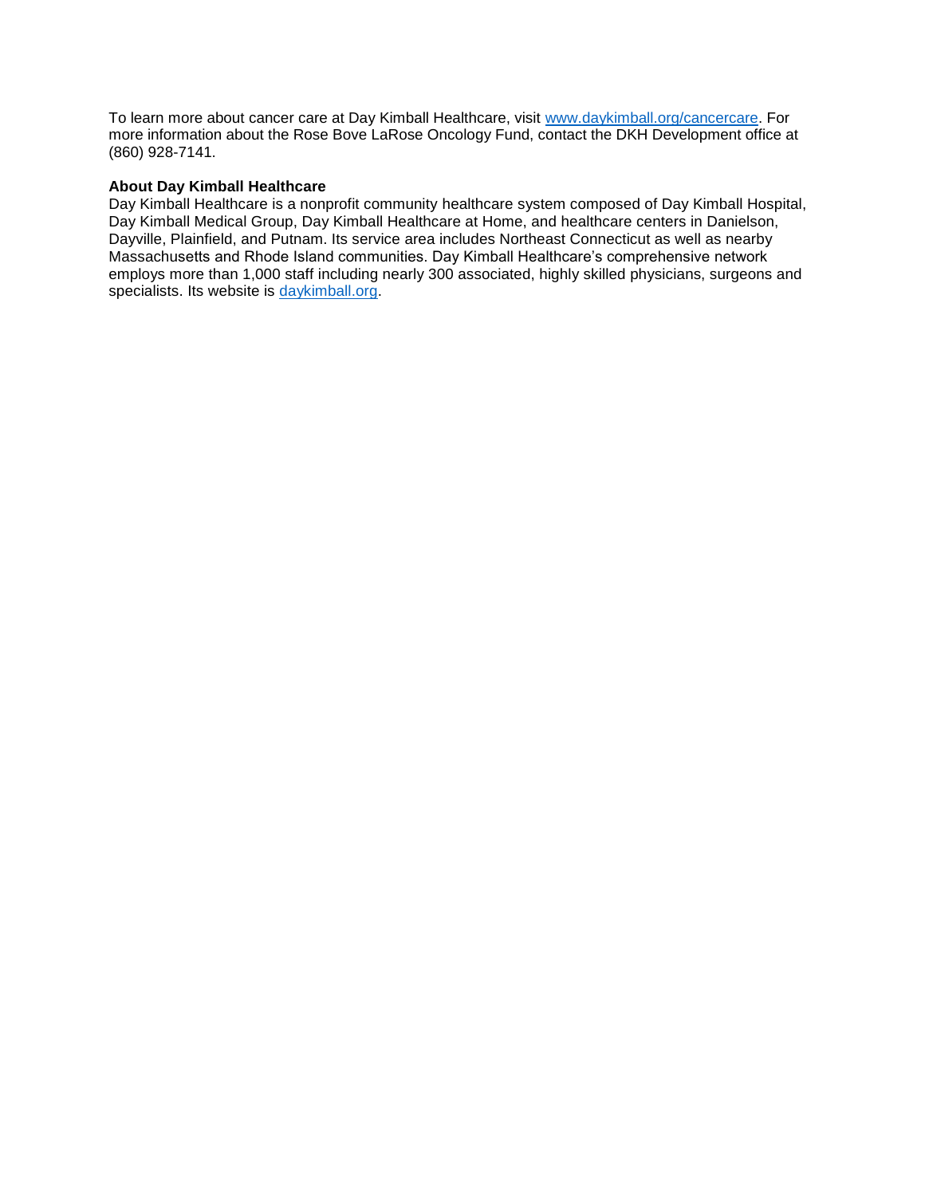To learn more about cancer care at Day Kimball Healthcare, visit [www.daykimball.org/cancercare](http://www.daykimball.org/cancercare). For more information about the Rose Bove LaRose Oncology Fund, contact the DKH Development office at (860) 928-7141.

**About Day Kimball Healthcare**

Day Kimball Healthcare is a nonprofit community healthcare system composed of Day Kimball Hospital, Day Kimball Medical Group, Day Kimball Healthcare at Home, and healthcare centers in Danielson, Dayville, Plainfield, and Putnam. Its service area includes Northeast Connecticut as well as nearby Massachusetts and Rhode Island communities. Day Kimball Healthcare's comprehensive network employs more than 1,000 staff including nearly 300 associated, highly skilled physicians, surgeons and specialists. Its website is [daykimball.org](http://daykimball.org).